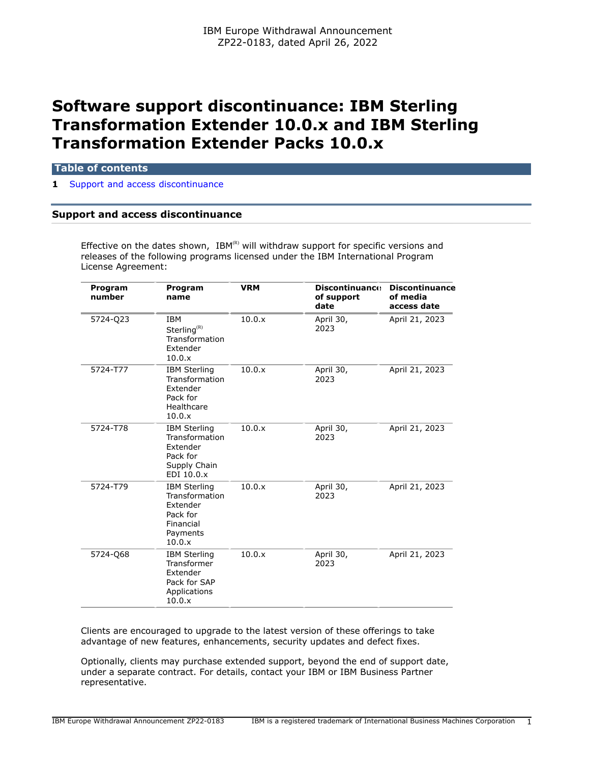IBM Europe Withdrawal Announcement
ZP22-0183, dated April 26, 2022

# Software support discontinuance: IBM Sterling Transformation Extender 10.0.x and IBM Sterling Transformation Extender Packs 10.0.x

**Table of contents**

1 Support and access discontinuance

## Support and access discontinuance

Effective on the dates shown, IBM(R) will withdraw support for specific versions and releases of the following programs licensed under the IBM International Program License Agreement:

| Program number | Program name | VRM | Discontinuance of support date | Discontinuance of media access date |
|---|---|---|---|---|
| 5724-Q23 | IBM Sterling(R) Transformation Extender 10.0.x | 10.0.x | April 30, 2023 | April 21, 2023 |
| 5724-T77 | IBM Sterling Transformation Extender Pack for Healthcare 10.0.x | 10.0.x | April 30, 2023 | April 21, 2023 |
| 5724-T78 | IBM Sterling Transformation Extender Pack for Supply Chain EDI 10.0.x | 10.0.x | April 30, 2023 | April 21, 2023 |
| 5724-T79 | IBM Sterling Transformation Extender Pack for Financial Payments 10.0.x | 10.0.x | April 30, 2023 | April 21, 2023 |
| 5724-Q68 | IBM Sterling Transformer Extender Pack for SAP Applications 10.0.x | 10.0.x | April 30, 2023 | April 21, 2023 |

Clients are encouraged to upgrade to the latest version of these offerings to take advantage of new features, enhancements, security updates and defect fixes.

Optionally, clients may purchase extended support, beyond the end of support date, under a separate contract. For details, contact your IBM or IBM Business Partner representative.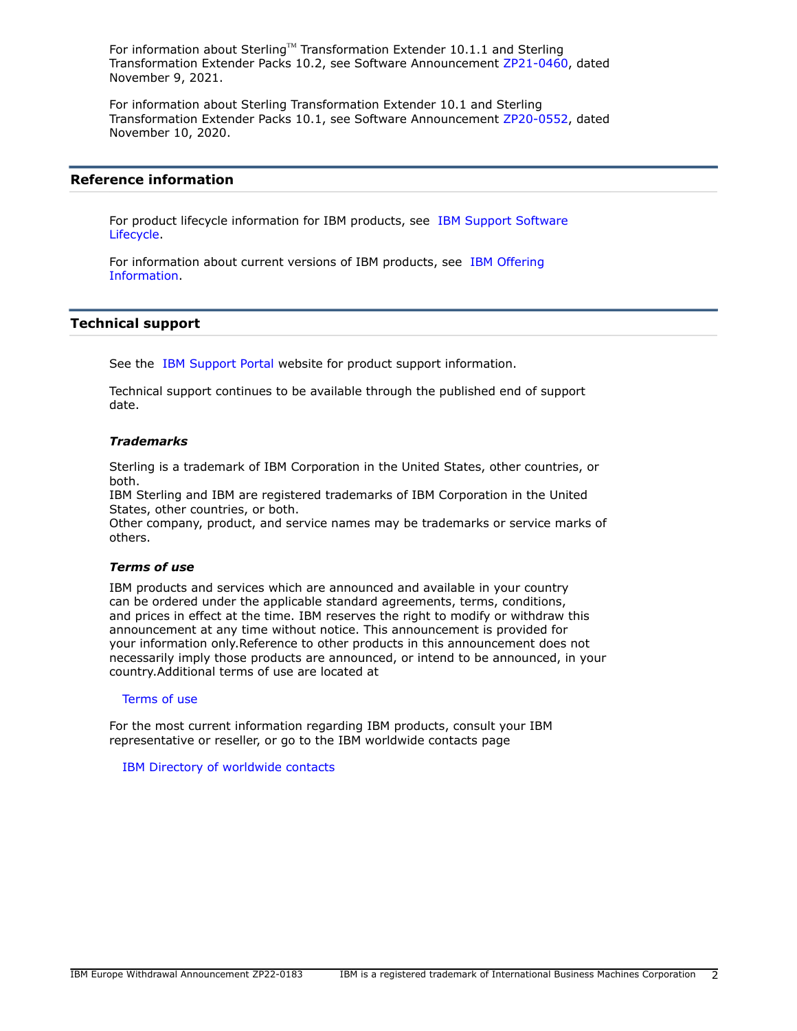For information about Sterling™ Transformation Extender 10.1.1 and Sterling Transformation Extender Packs 10.2, see Software Announcement ZP21-0460, dated November 9, 2021.

For information about Sterling Transformation Extender 10.1 and Sterling Transformation Extender Packs 10.1, see Software Announcement ZP20-0552, dated November 10, 2020.

## Reference information

For product lifecycle information for IBM products, see IBM Support Software Lifecycle.

For information about current versions of IBM products, see IBM Offering Information.

## Technical support

See the IBM Support Portal website for product support information.

Technical support continues to be available through the published end of support date.

### *Trademarks*

Sterling is a trademark of IBM Corporation in the United States, other countries, or both.
IBM Sterling and IBM are registered trademarks of IBM Corporation in the United States, other countries, or both.
Other company, product, and service names may be trademarks or service marks of others.

### *Terms of use*

IBM products and services which are announced and available in your country can be ordered under the applicable standard agreements, terms, conditions, and prices in effect at the time. IBM reserves the right to modify or withdraw this announcement at any time without notice. This announcement is provided for your information only.Reference to other products in this announcement does not necessarily imply those products are announced, or intend to be announced, in your country.Additional terms of use are located at

Terms of use

For the most current information regarding IBM products, consult your IBM representative or reseller, or go to the IBM worldwide contacts page

IBM Directory of worldwide contacts